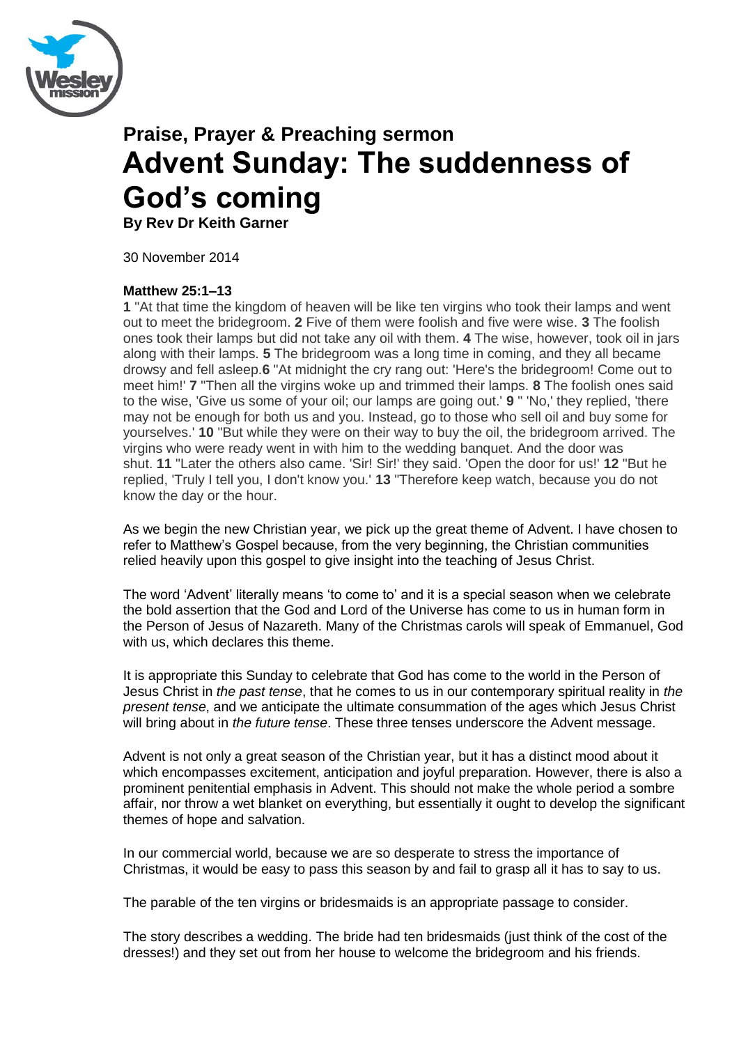### Praise, Prayer & Preaching sermon

# Advent Sunday: The suddenness of God's coming

**By Rev Dr Keith Garner**

30 November 2014

**Matthew 25:1–13**

**1** "At that time the kingdom of heaven will be like ten virgins who took their lamps and went out to meet the bridegroom. **2** Five of them were foolish and five were wise. **3** The foolish ones took their lamps but did not take any oil with them. **4** The wise, however, took oil in jars along with their lamps. **5** The bridegroom was a long time in coming, and they all became drowsy and fell asleep.**6** "At midnight the cry rang out: 'Here's the bridegroom! Come out to meet him!' **7** "Then all the virgins woke up and trimmed their lamps. **8** The foolish ones said to the wise, 'Give us some of your oil; our lamps are going out.' **9** " 'No,' they replied, 'there may not be enough for both us and you. Instead, go to those who sell oil and buy some for yourselves.' **10** "But while they were on their way to buy the oil, the bridegroom arrived. The virgins who were ready went in with him to the wedding banquet. And the door was shut. **11** "Later the others also came. 'Sir! Sir!' they said. 'Open the door for us!' **12** "But he replied, 'Truly I tell you, I don't know you.' **13** "Therefore keep watch, because you do not know the day or the hour.

As we begin the new Christian year, we pick up the great theme of Advent. I have chosen to refer to Matthew's Gospel because, from the very beginning, the Christian communities relied heavily upon this gospel to give insight into the teaching of Jesus Christ.

The word 'Advent' literally means 'to come to' and it is a special season when we celebrate the bold assertion that the God and Lord of the Universe has come to us in human form in the Person of Jesus of Nazareth. Many of the Christmas carols will speak of Emmanuel, God with us, which declares this theme.

It is appropriate this Sunday to celebrate that God has come to the world in the Person of Jesus Christ in *the past tense*, that he comes to us in our contemporary spiritual reality in *the present tense*, and we anticipate the ultimate consummation of the ages which Jesus Christ will bring about in *the future tense*. These three tenses underscore the Advent message.

Advent is not only a great season of the Christian year, but it has a distinct mood about it which encompasses excitement, anticipation and joyful preparation. However, there is also a prominent penitential emphasis in Advent. This should not make the whole period a sombre affair, nor throw a wet blanket on everything, but essentially it ought to develop the significant themes of hope and salvation.

In our commercial world, because we are so desperate to stress the importance of Christmas, it would be easy to pass this season by and fail to grasp all it has to say to us.

The parable of the ten virgins or bridesmaids is an appropriate passage to consider.

The story describes a wedding. The bride had ten bridesmaids (just think of the cost of the dresses!) and they set out from her house to welcome the bridegroom and his friends.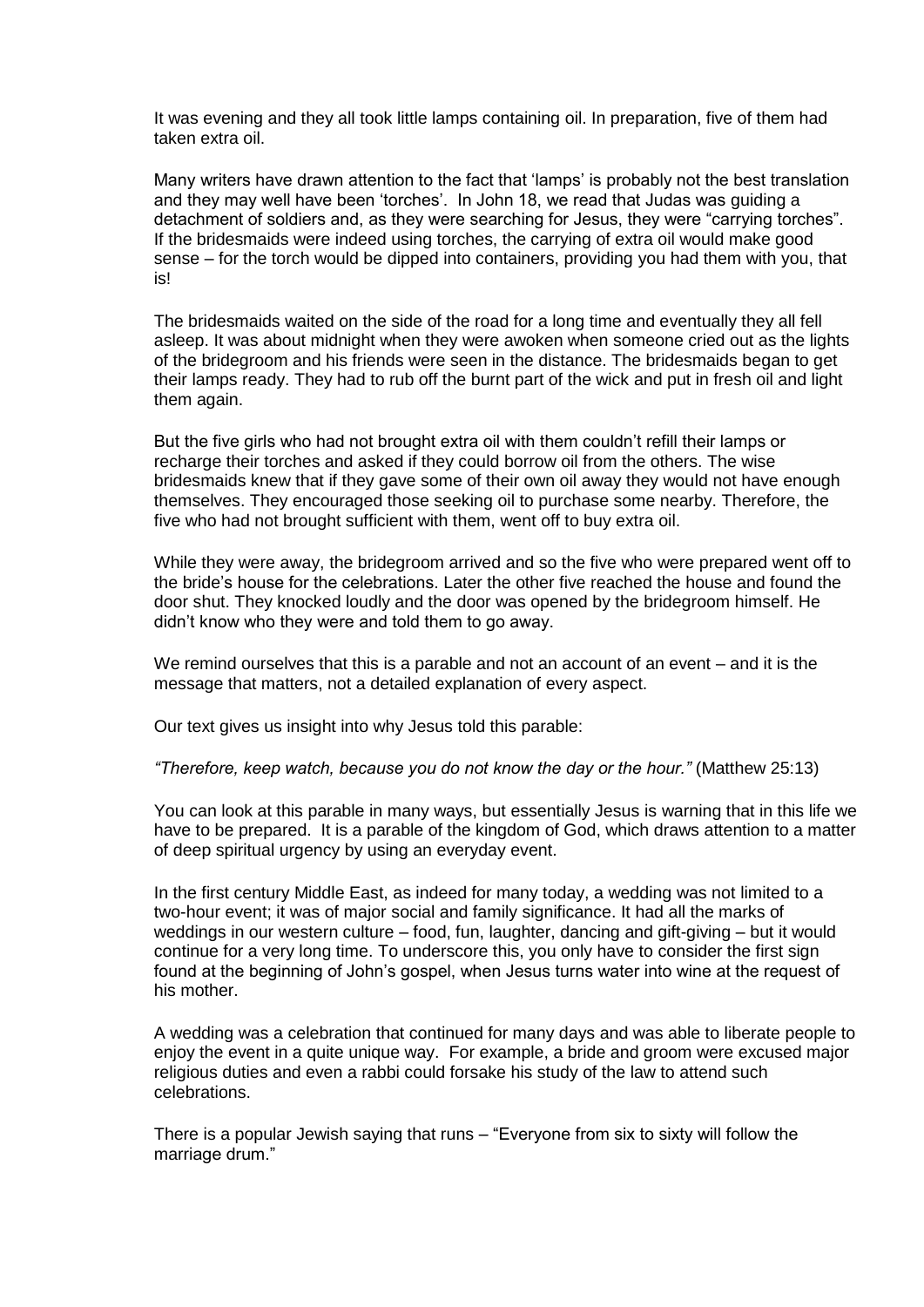It was evening and they all took little lamps containing oil. In preparation, five of them had taken extra oil.

Many writers have drawn attention to the fact that 'lamps' is probably not the best translation and they may well have been 'torches'. In John 18, we read that Judas was guiding a detachment of soldiers and, as they were searching for Jesus, they were "carrying torches". If the bridesmaids were indeed using torches, the carrying of extra oil would make good sense – for the torch would be dipped into containers, providing you had them with you, that is!

The bridesmaids waited on the side of the road for a long time and eventually they all fell asleep. It was about midnight when they were awoken when someone cried out as the lights of the bridegroom and his friends were seen in the distance. The bridesmaids began to get their lamps ready. They had to rub off the burnt part of the wick and put in fresh oil and light them again.

But the five girls who had not brought extra oil with them couldn't refill their lamps or recharge their torches and asked if they could borrow oil from the others. The wise bridesmaids knew that if they gave some of their own oil away they would not have enough themselves. They encouraged those seeking oil to purchase some nearby. Therefore, the five who had not brought sufficient with them, went off to buy extra oil.

While they were away, the bridegroom arrived and so the five who were prepared went off to the bride's house for the celebrations. Later the other five reached the house and found the door shut. They knocked loudly and the door was opened by the bridegroom himself. He didn't know who they were and told them to go away.

We remind ourselves that this is a parable and not an account of an event – and it is the message that matters, not a detailed explanation of every aspect.

Our text gives us insight into why Jesus told this parable:

*"Therefore, keep watch, because you do not know the day or the hour."* (Matthew 25:13)

You can look at this parable in many ways, but essentially Jesus is warning that in this life we have to be prepared. It is a parable of the kingdom of God, which draws attention to a matter of deep spiritual urgency by using an everyday event.

In the first century Middle East, as indeed for many today, a wedding was not limited to a two-hour event; it was of major social and family significance. It had all the marks of weddings in our western culture – food, fun, laughter, dancing and gift-giving – but it would continue for a very long time. To underscore this, you only have to consider the first sign found at the beginning of John's gospel, when Jesus turns water into wine at the request of his mother.

A wedding was a celebration that continued for many days and was able to liberate people to enjoy the event in a quite unique way. For example, a bride and groom were excused major religious duties and even a rabbi could forsake his study of the law to attend such celebrations.

There is a popular Jewish saying that runs – "Everyone from six to sixty will follow the marriage drum."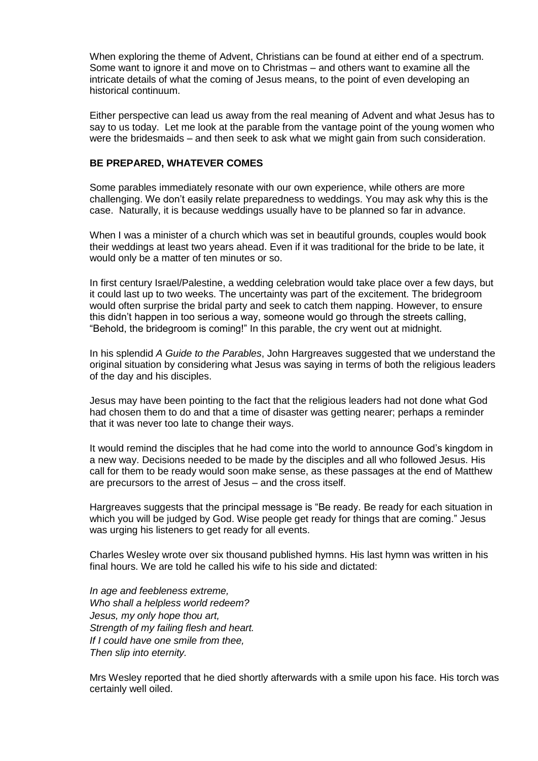When exploring the theme of Advent, Christians can be found at either end of a spectrum. Some want to ignore it and move on to Christmas – and others want to examine all the intricate details of what the coming of Jesus means, to the point of even developing an historical continuum.

Either perspective can lead us away from the real meaning of Advent and what Jesus has to say to us today. Let me look at the parable from the vantage point of the young women who were the bridesmaids – and then seek to ask what we might gain from such consideration.

**BE PREPARED, WHATEVER COMES**

Some parables immediately resonate with our own experience, while others are more challenging. We don't easily relate preparedness to weddings. You may ask why this is the case. Naturally, it is because weddings usually have to be planned so far in advance.

When I was a minister of a church which was set in beautiful grounds, couples would book their weddings at least two years ahead. Even if it was traditional for the bride to be late, it would only be a matter of ten minutes or so.

In first century Israel/Palestine, a wedding celebration would take place over a few days, but it could last up to two weeks. The uncertainty was part of the excitement. The bridegroom would often surprise the bridal party and seek to catch them napping. However, to ensure this didn't happen in too serious a way, someone would go through the streets calling, "Behold, the bridegroom is coming!" In this parable, the cry went out at midnight.

In his splendid *A Guide to the Parables*, John Hargreaves suggested that we understand the original situation by considering what Jesus was saying in terms of both the religious leaders of the day and his disciples.

Jesus may have been pointing to the fact that the religious leaders had not done what God had chosen them to do and that a time of disaster was getting nearer; perhaps a reminder that it was never too late to change their ways.

It would remind the disciples that he had come into the world to announce God's kingdom in a new way. Decisions needed to be made by the disciples and all who followed Jesus. His call for them to be ready would soon make sense, as these passages at the end of Matthew are precursors to the arrest of Jesus – and the cross itself.

Hargreaves suggests that the principal message is "Be ready. Be ready for each situation in which you will be judged by God. Wise people get ready for things that are coming." Jesus was urging his listeners to get ready for all events.

Charles Wesley wrote over six thousand published hymns. His last hymn was written in his final hours. We are told he called his wife to his side and dictated:

*In age and feebleness extreme,*
*Who shall a helpless world redeem?*
*Jesus, my only hope thou art,*
*Strength of my failing flesh and heart.*
*If I could have one smile from thee,*
*Then slip into eternity.*

Mrs Wesley reported that he died shortly afterwards with a smile upon his face. His torch was certainly well oiled.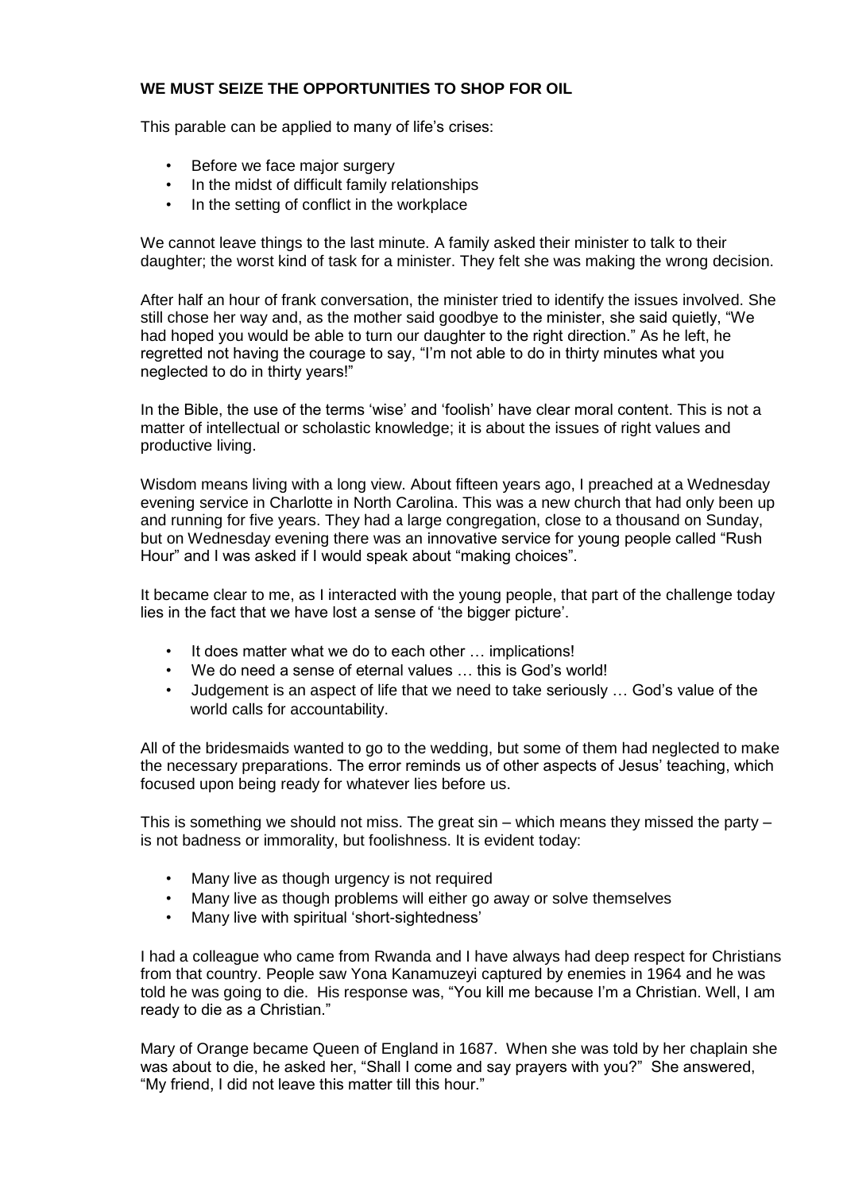**WE MUST SEIZE THE OPPORTUNITIES TO SHOP FOR OIL**

This parable can be applied to many of life's crises:

- Before we face major surgery
- In the midst of difficult family relationships
- In the setting of conflict in the workplace

We cannot leave things to the last minute. A family asked their minister to talk to their daughter; the worst kind of task for a minister. They felt she was making the wrong decision.

After half an hour of frank conversation, the minister tried to identify the issues involved. She still chose her way and, as the mother said goodbye to the minister, she said quietly, "We had hoped you would be able to turn our daughter to the right direction." As he left, he regretted not having the courage to say, "I'm not able to do in thirty minutes what you neglected to do in thirty years!"

In the Bible, the use of the terms 'wise' and 'foolish' have clear moral content. This is not a matter of intellectual or scholastic knowledge; it is about the issues of right values and productive living.

Wisdom means living with a long view. About fifteen years ago, I preached at a Wednesday evening service in Charlotte in North Carolina. This was a new church that had only been up and running for five years. They had a large congregation, close to a thousand on Sunday, but on Wednesday evening there was an innovative service for young people called "Rush Hour" and I was asked if I would speak about "making choices".

It became clear to me, as I interacted with the young people, that part of the challenge today lies in the fact that we have lost a sense of 'the bigger picture'.

- It does matter what we do to each other … implications!
- We do need a sense of eternal values … this is God's world!
- Judgement is an aspect of life that we need to take seriously … God's value of the world calls for accountability.

All of the bridesmaids wanted to go to the wedding, but some of them had neglected to make the necessary preparations. The error reminds us of other aspects of Jesus' teaching, which focused upon being ready for whatever lies before us.

This is something we should not miss. The great sin – which means they missed the party – is not badness or immorality, but foolishness. It is evident today:

- Many live as though urgency is not required
- Many live as though problems will either go away or solve themselves
- Many live with spiritual 'short-sightedness'

I had a colleague who came from Rwanda and I have always had deep respect for Christians from that country. People saw Yona Kanamuzeyi captured by enemies in 1964 and he was told he was going to die. His response was, "You kill me because I'm a Christian. Well, I am ready to die as a Christian."

Mary of Orange became Queen of England in 1687. When she was told by her chaplain she was about to die, he asked her, "Shall I come and say prayers with you?" She answered, "My friend, I did not leave this matter till this hour."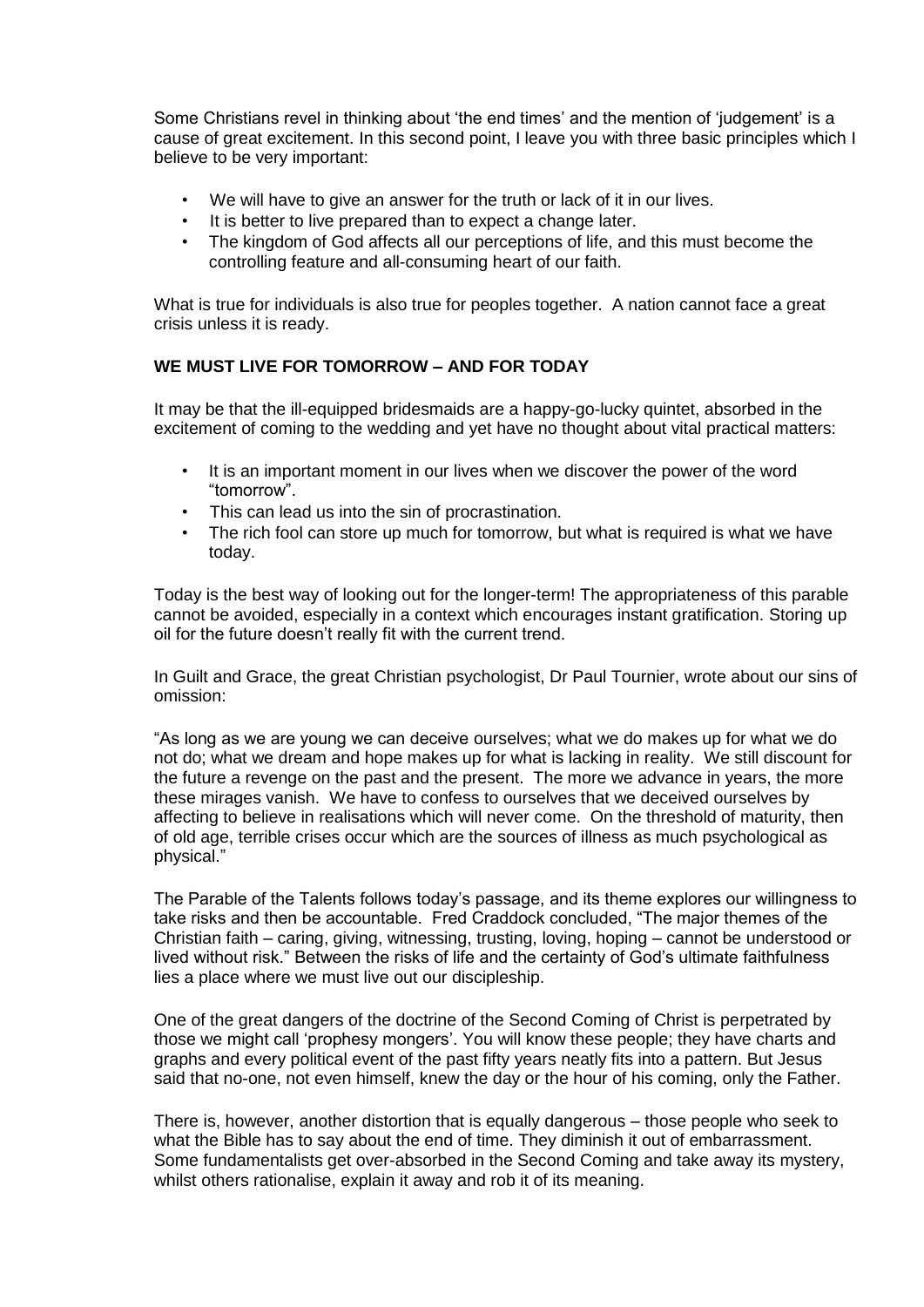Some Christians revel in thinking about 'the end times' and the mention of 'judgement' is a cause of great excitement. In this second point, I leave you with three basic principles which I believe to be very important:

- We will have to give an answer for the truth or lack of it in our lives.
- It is better to live prepared than to expect a change later.
- The kingdom of God affects all our perceptions of life, and this must become the controlling feature and all-consuming heart of our faith.

What is true for individuals is also true for peoples together. A nation cannot face a great crisis unless it is ready.

**WE MUST LIVE FOR TOMORROW – AND FOR TODAY**

It may be that the ill-equipped bridesmaids are a happy-go-lucky quintet, absorbed in the excitement of coming to the wedding and yet have no thought about vital practical matters:

- It is an important moment in our lives when we discover the power of the word "tomorrow".
- This can lead us into the sin of procrastination.
- The rich fool can store up much for tomorrow, but what is required is what we have today.

Today is the best way of looking out for the longer-term! The appropriateness of this parable cannot be avoided, especially in a context which encourages instant gratification. Storing up oil for the future doesn't really fit with the current trend.

In Guilt and Grace, the great Christian psychologist, Dr Paul Tournier, wrote about our sins of omission:

"As long as we are young we can deceive ourselves; what we do makes up for what we do not do; what we dream and hope makes up for what is lacking in reality. We still discount for the future a revenge on the past and the present. The more we advance in years, the more these mirages vanish. We have to confess to ourselves that we deceived ourselves by affecting to believe in realisations which will never come. On the threshold of maturity, then of old age, terrible crises occur which are the sources of illness as much psychological as physical."

The Parable of the Talents follows today's passage, and its theme explores our willingness to take risks and then be accountable. Fred Craddock concluded, "The major themes of the Christian faith – caring, giving, witnessing, trusting, loving, hoping – cannot be understood or lived without risk." Between the risks of life and the certainty of God's ultimate faithfulness lies a place where we must live out our discipleship.

One of the great dangers of the doctrine of the Second Coming of Christ is perpetrated by those we might call 'prophesy mongers'. You will know these people; they have charts and graphs and every political event of the past fifty years neatly fits into a pattern. But Jesus said that no-one, not even himself, knew the day or the hour of his coming, only the Father.

There is, however, another distortion that is equally dangerous – those people who seek to what the Bible has to say about the end of time. They diminish it out of embarrassment. Some fundamentalists get over-absorbed in the Second Coming and take away its mystery, whilst others rationalise, explain it away and rob it of its meaning.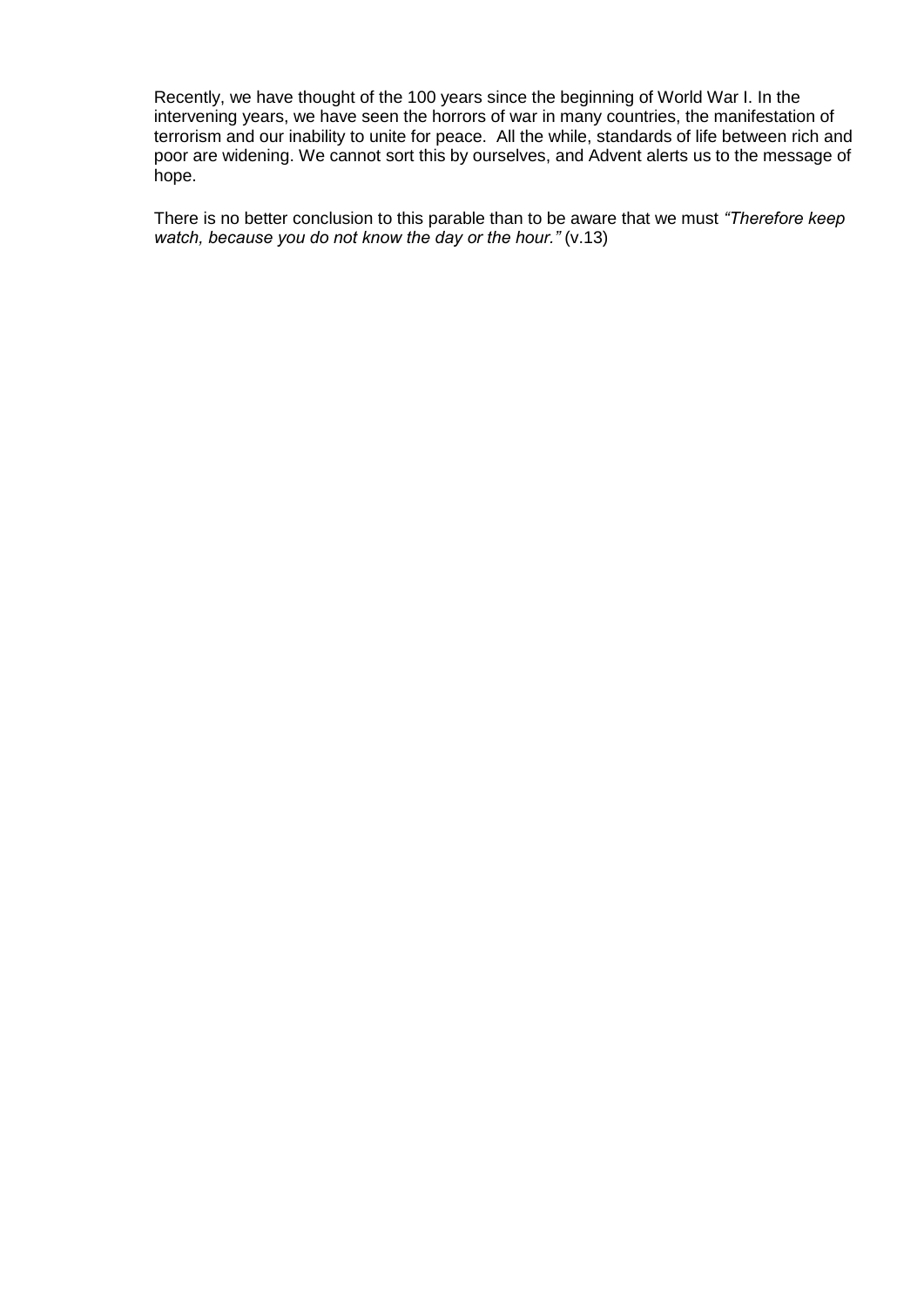Recently, we have thought of the 100 years since the beginning of World War I. In the intervening years, we have seen the horrors of war in many countries, the manifestation of terrorism and our inability to unite for peace. All the while, standards of life between rich and poor are widening. We cannot sort this by ourselves, and Advent alerts us to the message of hope.

There is no better conclusion to this parable than to be aware that we must *"Therefore keep watch, because you do not know the day or the hour."* (v.13)